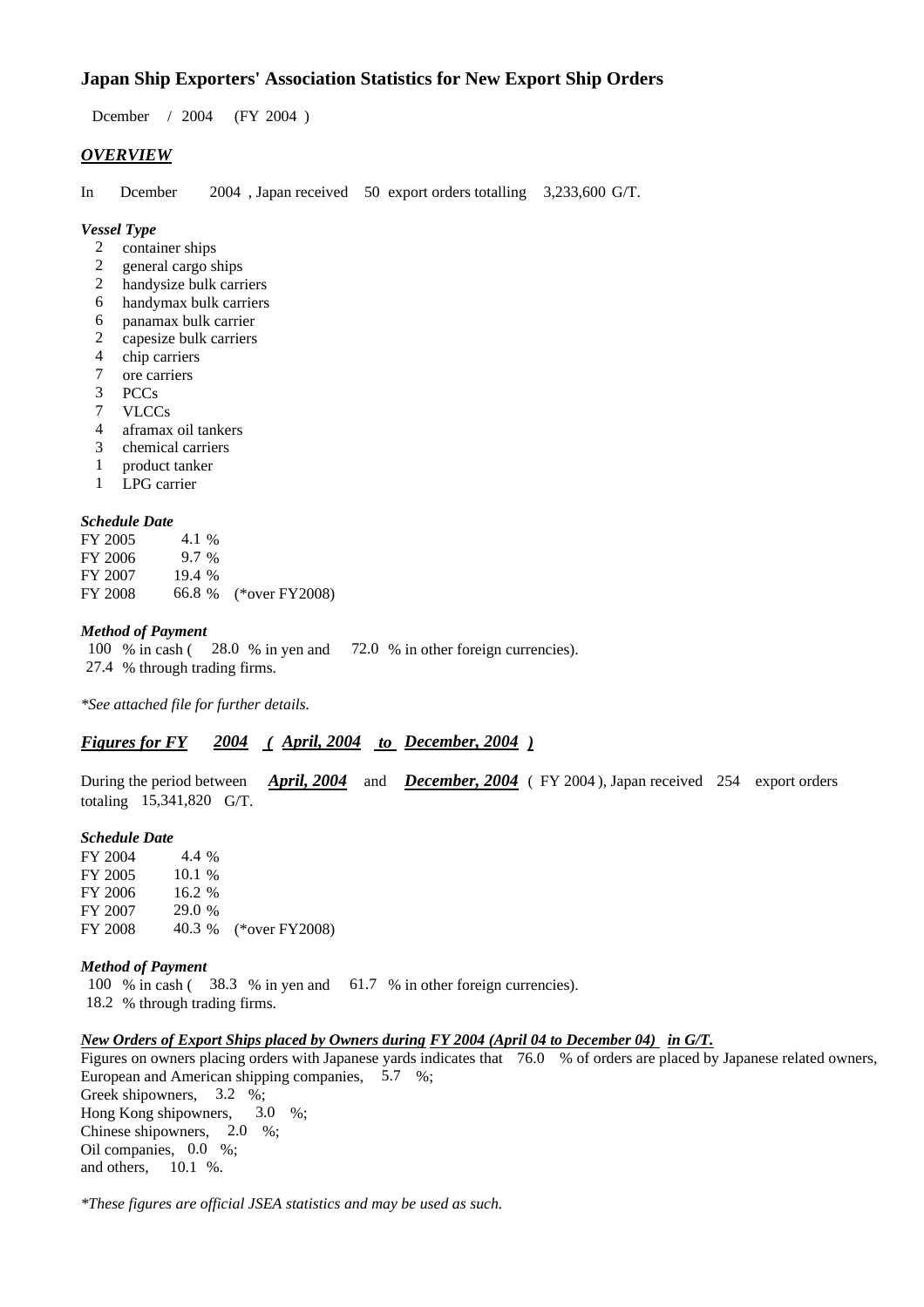## Japan Ship Exporters' Association Statistics for New Export Ship Orders

Dcember / 2004 (FY 2004 )

### ***OVERVIEW***

In Dcember 2004 , Japan received 50 export orders totalling 3,233,600 G/T.

***Vessel Type***

- 2 container ships
- 2 general cargo ships
- 2 handysize bulk carriers
- 6 handymax bulk carriers
- 6 panamax bulk carrier
- 2 capesize bulk carriers
- 4 chip carriers
- 7 ore carriers
- 3 PCCs
- 7 VLCCs
- 4 aframax oil tankers
- 3 chemical carriers
- 1 product tanker
- 1 LPG carrier

***Schedule Date***

FY 2005 4.1 %
FY 2006 9.7 %
FY 2007 19.4 %
FY 2008 66.8 % (*over FY2008)

***Method of Payment***

100 % in cash ( 28.0 % in yen and 72.0 % in other foreign currencies).
27.4 % through trading firms.

*\*See attached file for further details.*

### ***Figures for FY 2004 ( April, 2004 to December, 2004 )***

During the period between ***April, 2004*** and ***December, 2004*** ( FY 2004 ), Japan received 254 export orders totaling 15,341,820 G/T.

***Schedule Date***

FY 2004 4.4 %
FY 2005 10.1 %
FY 2006 16.2 %
FY 2007 29.0 %
FY 2008 40.3 % (*over FY2008)

***Method of Payment***

100 % in cash ( 38.3 % in yen and 61.7 % in other foreign currencies).
18.2 % through trading firms.

***New Orders of Export Ships placed by Owners during FY 2004 (April 04 to December 04) in G/T.***

Figures on owners placing orders with Japanese yards indicates that 76.0 % of orders are placed by Japanese related owners,
European and American shipping companies, 5.7 %;
Greek shipowners, 3.2 %;
Hong Kong shipowners, 3.0 %;
Chinese shipowners, 2.0 %;
Oil companies, 0.0 %;
and others, 10.1 %.

*\*These figures are official JSEA statistics and may be used as such.*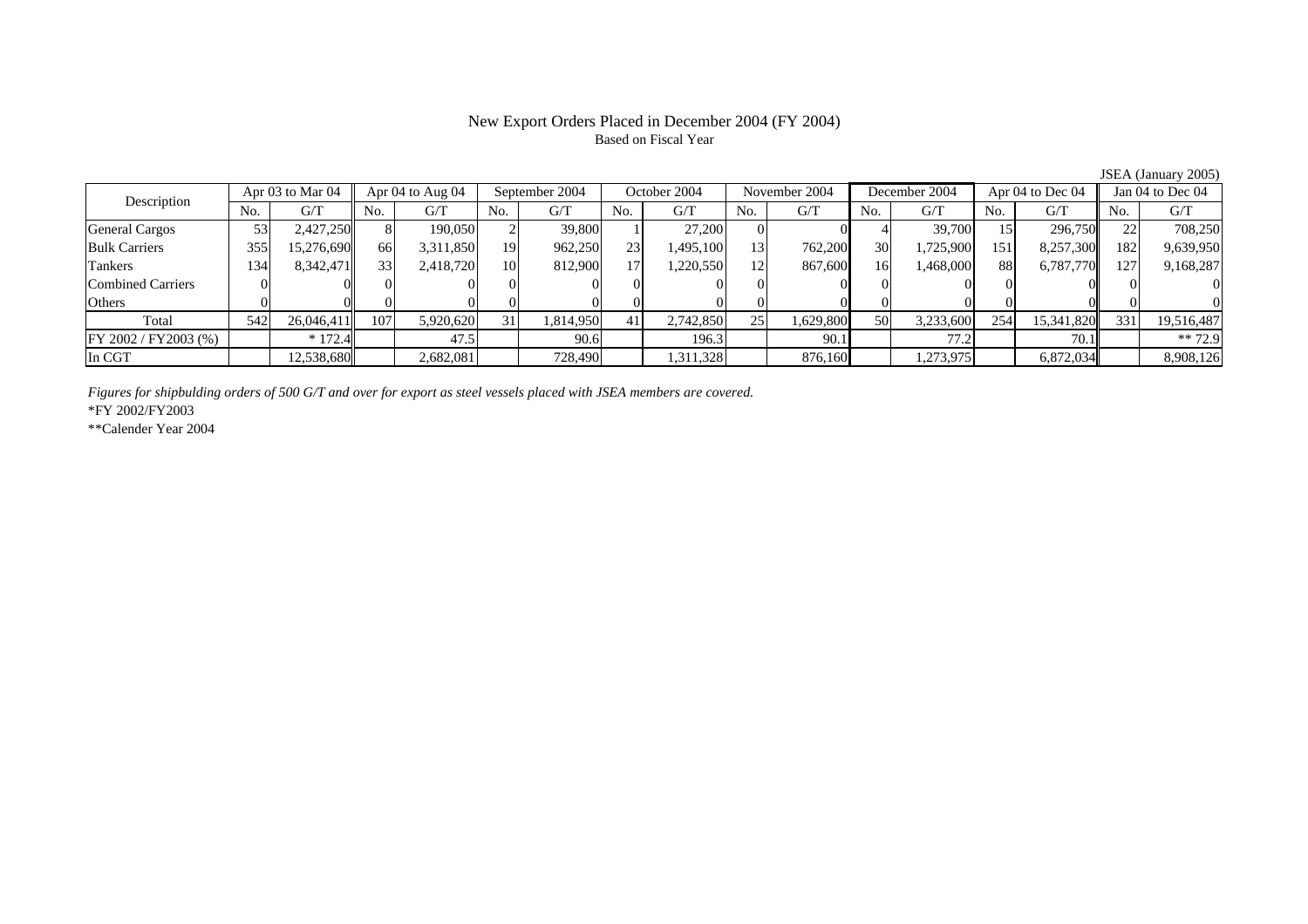# New Export Orders Placed in December 2004 (FY 2004)

Based on Fiscal Year

JSEA (January 2005)

| Description | Apr 03 to Mar 04 | | Apr 04 to Aug 04 | | September 2004 | | October 2004 | | November 2004 | | December 2004 | | Apr 04 to Dec 04 | | Jan 04 to Dec 04 | |
|---|---|---|---|---|---|---|---|---|---|---|---|---|---|---|---|---|
| | No. | G/T | No. | G/T | No. | G/T | No. | G/T | No. | G/T | No. | G/T | No. | G/T | No. | G/T |
| General Cargos | 53 | 2,427,250 | 8 | 190,050 | 2 | 39,800 | 1 | 27,200 | 0 | 0 | 4 | 39,700 | 15 | 296,750 | 22 | 708,250 |
| Bulk Carriers | 355 | 15,276,690 | 66 | 3,311,850 | 19 | 962,250 | 23 | 1,495,100 | 13 | 762,200 | 30 | 1,725,900 | 151 | 8,257,300 | 182 | 9,639,950 |
| Tankers | 134 | 8,342,471 | 33 | 2,418,720 | 10 | 812,900 | 17 | 1,220,550 | 12 | 867,600 | 16 | 1,468,000 | 88 | 6,787,770 | 127 | 9,168,287 |
| Combined Carriers | 0 | 0 | 0 | 0 | 0 | 0 | 0 | 0 | 0 | 0 | 0 | 0 | 0 | 0 | 0 | 0 |
| Others | 0 | 0 | 0 | 0 | 0 | 0 | 0 | 0 | 0 | 0 | 0 | 0 | 0 | 0 | 0 | 0 |
| Total | 542 | 26,046,411 | 107 | 5,920,620 | 31 | 1,814,950 | 41 | 2,742,850 | 25 | 1,629,800 | 50 | 3,233,600 | 254 | 15,341,820 | 331 | 19,516,487 |
| FY 2002 / FY2003 (%) | | * 172.4 | | 47.5 | | 90.6 | | 196.3 | | 90.1 | | 77.2 | | 70.1 | | ** 72.9 |
| In CGT | | 12,538,680 | | 2,682,081 | | 728,490 | | 1,311,328 | | 876,160 | | 1,273,975 | | 6,872,034 | | 8,908,126 |

*Figures for shipbulding orders of 500 G/T and over for export as steel vessels placed with JSEA members are covered.*

*FY 2002/FY2003

**Calender Year 2004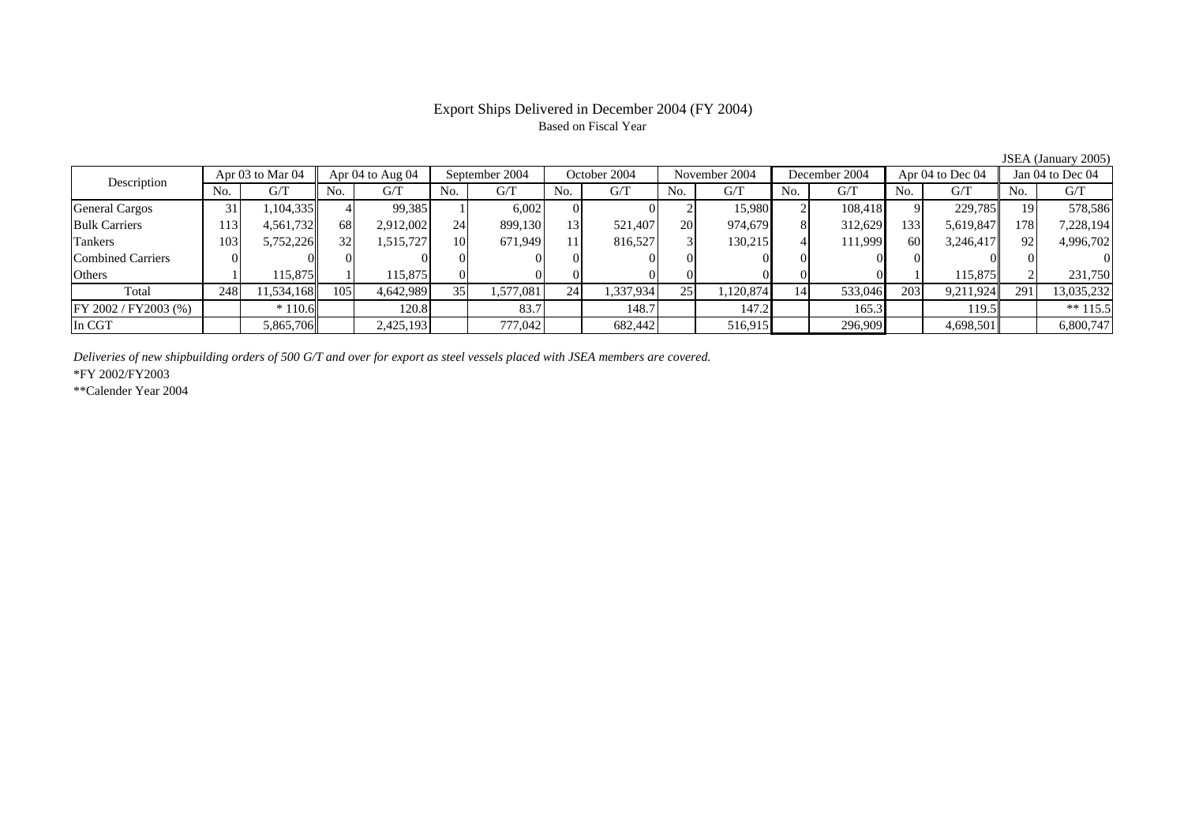# Export Ships Delivered in December 2004 (FY 2004)

Based on Fiscal Year

JSEA (January 2005)

| Description | Apr 03 to Mar 04 | | Apr 04 to Aug 04 | | September 2004 | | October 2004 | | November 2004 | | December 2004 | | Apr 04 to Dec 04 | | Jan 04 to Dec 04 | |
|---|---|---|---|---|---|---|---|---|---|---|---|---|---|---|---|---|
| | No. | G/T | No. | G/T | No. | G/T | No. | G/T | No. | G/T | No. | G/T | No. | G/T | No. | G/T |
| General Cargos | 31 | 1,104,335 | 4 | 99,385 | 1 | 6,002 | 0 | 0 | 2 | 15,980 | 2 | 108,418 | 9 | 229,785 | 19 | 578,586 |
| Bulk Carriers | 113 | 4,561,732 | 68 | 2,912,002 | 24 | 899,130 | 13 | 521,407 | 20 | 974,679 | 8 | 312,629 | 133 | 5,619,847 | 178 | 7,228,194 |
| Tankers | 103 | 5,752,226 | 32 | 1,515,727 | 10 | 671,949 | 11 | 816,527 | 3 | 130,215 | 4 | 111,999 | 60 | 3,246,417 | 92 | 4,996,702 |
| Combined Carriers | 0 | 0 | 0 | 0 | 0 | 0 | 0 | 0 | 0 | 0 | 0 | 0 | 0 | 0 | 0 | 0 |
| Others | 1 | 115,875 | 1 | 115,875 | 0 | 0 | 0 | 0 | 0 | 0 | 0 | 0 | 1 | 115,875 | 2 | 231,750 |
| Total | 248 | 11,534,168 | 105 | 4,642,989 | 35 | 1,577,081 | 24 | 1,337,934 | 25 | 1,120,874 | 14 | 533,046 | 203 | 9,211,924 | 291 | 13,035,232 |
| FY 2002 / FY2003 (%) | | * 110.6 | | 120.8 | | 83.7 | | 148.7 | | 147.2 | | 165.3 | | 119.5 | | ** 115.5 |
| In CGT | | 5,865,706 | | 2,425,193 | | 777,042 | | 682,442 | | 516,915 | | 296,909 | | 4,698,501 | | 6,800,747 |

*Deliveries of new shipbuilding orders of 500 G/T and over for export as steel vessels placed with JSEA members are covered.*

*FY 2002/FY2003

**Calender Year 2004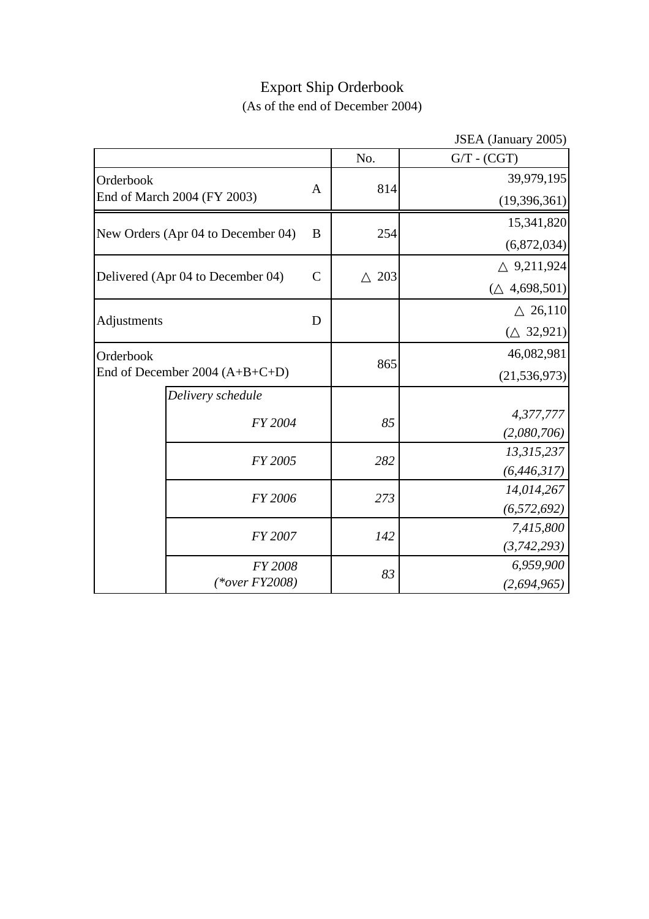# Export Ship Orderbook

(As of the end of December 2004)

JSEA (January 2005)

| | | | No. | G/T - (CGT) |
|---|---|---|---|---|
| Orderbook<br>End of March 2004 (FY 2003) | | A | 814 | 39,979,195<br>(19,396,361) |
| New Orders (Apr 04 to December 04) | | B | 254 | 15,341,820<br>(6,872,034) |
| Delivered (Apr 04 to December 04) | | C | △ 203 | △ 9,211,924<br>(△ 4,698,501) |
| Adjustments | | D | | △ 26,110<br>(△ 32,921) |
| Orderbook<br>End of December 2004 (A+B+C+D) | | | 865 | 46,082,981<br>(21,536,973) |
| | *Delivery schedule*<br>*FY 2004* | | *85* | *4,377,777*<br>*(2,080,706)* |
| | *FY 2005* | | *282* | *13,315,237*<br>*(6,446,317)* |
| | *FY 2006* | | *273* | *14,014,267*<br>*(6,572,692)* |
| | *FY 2007* | | *142* | *7,415,800*<br>*(3,742,293)* |
| | *FY 2008*<br>*(*over FY2008)* | | *83* | *6,959,900*<br>*(2,694,965)* |